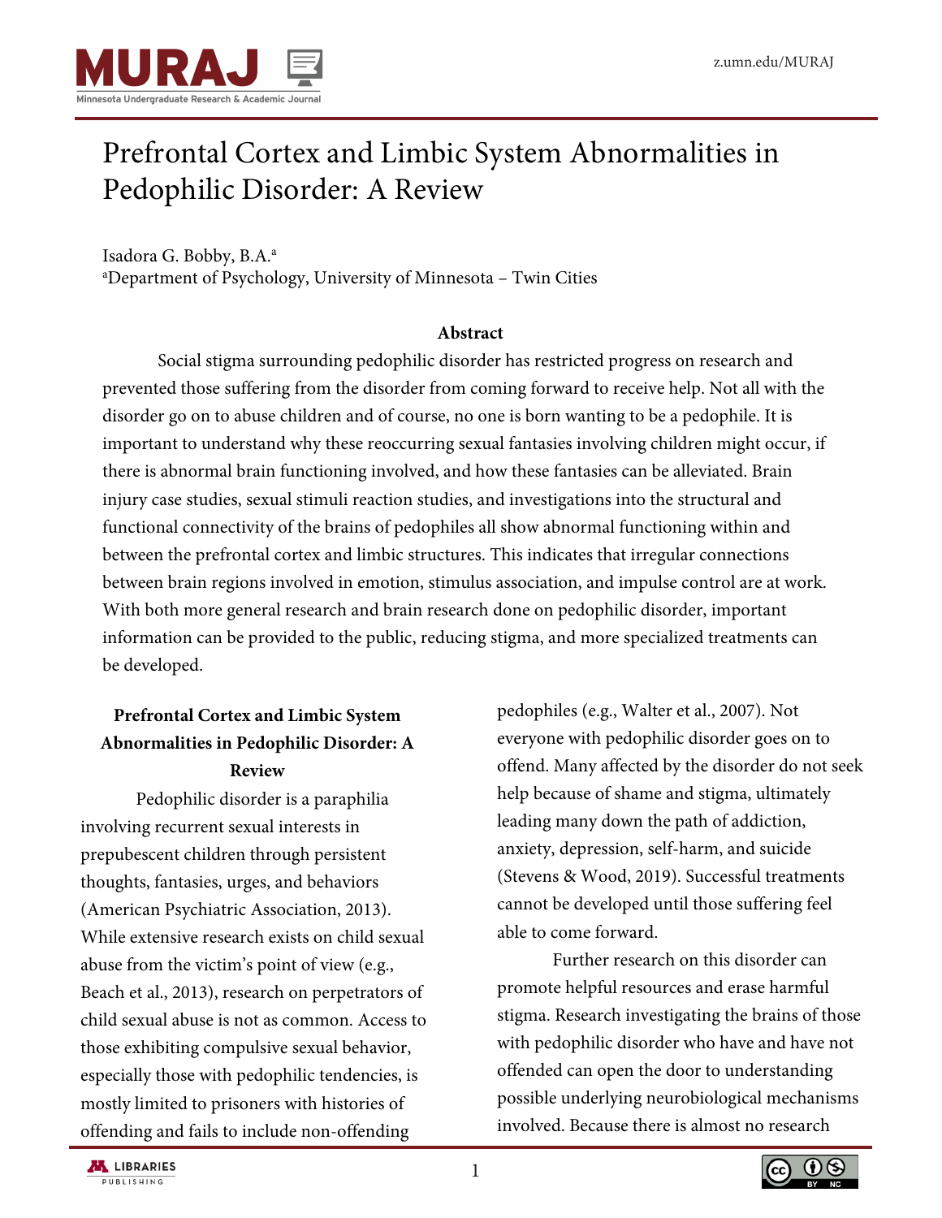# Prefrontal Cortex and Limbic System Abnormalities in Pedophilic Disorder: A Review

Isadora G. Bobby, B.A.[a]

[a]Department of Psychology, University of Minnesota – Twin Cities

**Abstract**

Social stigma surrounding pedophilic disorder has restricted progress on research and prevented those suffering from the disorder from coming forward to receive help. Not all with the disorder go on to abuse children and of course, no one is born wanting to be a pedophile. It is important to understand why these reoccurring sexual fantasies involving children might occur, if there is abnormal brain functioning involved, and how these fantasies can be alleviated. Brain injury case studies, sexual stimuli reaction studies, and investigations into the structural and functional connectivity of the brains of pedophiles all show abnormal functioning within and between the prefrontal cortex and limbic structures. This indicates that irregular connections between brain regions involved in emotion, stimulus association, and impulse control are at work. With both more general research and brain research done on pedophilic disorder, important information can be provided to the public, reducing stigma, and more specialized treatments can be developed.

## Prefrontal Cortex and Limbic System Abnormalities in Pedophilic Disorder: A Review

Pedophilic disorder is a paraphilia involving recurrent sexual interests in prepubescent children through persistent thoughts, fantasies, urges, and behaviors (American Psychiatric Association, 2013). While extensive research exists on child sexual abuse from the victim's point of view (e.g., Beach et al., 2013), research on perpetrators of child sexual abuse is not as common. Access to those exhibiting compulsive sexual behavior, especially those with pedophilic tendencies, is mostly limited to prisoners with histories of offending and fails to include non-offending pedophiles (e.g., Walter et al., 2007). Not everyone with pedophilic disorder goes on to offend. Many affected by the disorder do not seek help because of shame and stigma, ultimately leading many down the path of addiction, anxiety, depression, self-harm, and suicide (Stevens & Wood, 2019). Successful treatments cannot be developed until those suffering feel able to come forward.

Further research on this disorder can promote helpful resources and erase harmful stigma. Research investigating the brains of those with pedophilic disorder who have and have not offended can open the door to understanding possible underlying neurobiological mechanisms involved. Because there is almost no research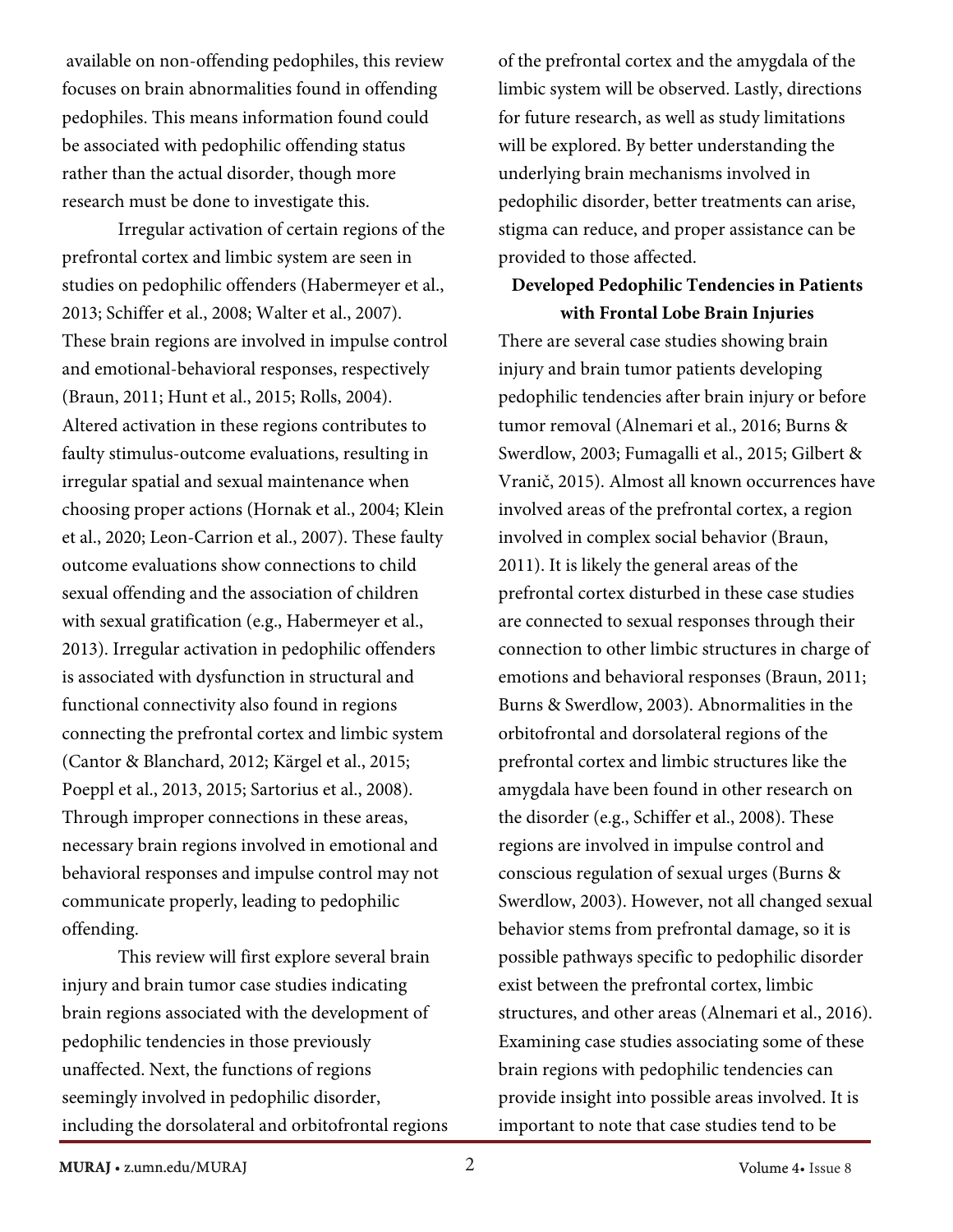available on non-offending pedophiles, this review focuses on brain abnormalities found in offending pedophiles. This means information found could be associated with pedophilic offending status rather than the actual disorder, though more research must be done to investigate this.

Irregular activation of certain regions of the prefrontal cortex and limbic system are seen in studies on pedophilic offenders (Habermeyer et al., 2013; Schiffer et al., 2008; Walter et al., 2007). These brain regions are involved in impulse control and emotional-behavioral responses, respectively (Braun, 2011; Hunt et al., 2015; Rolls, 2004). Altered activation in these regions contributes to faulty stimulus-outcome evaluations, resulting in irregular spatial and sexual maintenance when choosing proper actions (Hornak et al., 2004; Klein et al., 2020; Leon-Carrion et al., 2007). These faulty outcome evaluations show connections to child sexual offending and the association of children with sexual gratification (e.g., Habermeyer et al., 2013). Irregular activation in pedophilic offenders is associated with dysfunction in structural and functional connectivity also found in regions connecting the prefrontal cortex and limbic system (Cantor & Blanchard, 2012; Kärgel et al., 2015; Poeppl et al., 2013, 2015; Sartorius et al., 2008). Through improper connections in these areas, necessary brain regions involved in emotional and behavioral responses and impulse control may not communicate properly, leading to pedophilic offending.

This review will first explore several brain injury and brain tumor case studies indicating brain regions associated with the development of pedophilic tendencies in those previously unaffected. Next, the functions of regions seemingly involved in pedophilic disorder, including the dorsolateral and orbitofrontal regions of the prefrontal cortex and the amygdala of the limbic system will be observed. Lastly, directions for future research, as well as study limitations will be explored. By better understanding the underlying brain mechanisms involved in pedophilic disorder, better treatments can arise, stigma can reduce, and proper assistance can be provided to those affected.

## Developed Pedophilic Tendencies in Patients with Frontal Lobe Brain Injuries

There are several case studies showing brain injury and brain tumor patients developing pedophilic tendencies after brain injury or before tumor removal (Alnemari et al., 2016; Burns & Swerdlow, 2003; Fumagalli et al., 2015; Gilbert & Vranič, 2015). Almost all known occurrences have involved areas of the prefrontal cortex, a region involved in complex social behavior (Braun, 2011). It is likely the general areas of the prefrontal cortex disturbed in these case studies are connected to sexual responses through their connection to other limbic structures in charge of emotions and behavioral responses (Braun, 2011; Burns & Swerdlow, 2003). Abnormalities in the orbitofrontal and dorsolateral regions of the prefrontal cortex and limbic structures like the amygdala have been found in other research on the disorder (e.g., Schiffer et al., 2008). These regions are involved in impulse control and conscious regulation of sexual urges (Burns & Swerdlow, 2003). However, not all changed sexual behavior stems from prefrontal damage, so it is possible pathways specific to pedophilic disorder exist between the prefrontal cortex, limbic structures, and other areas (Alnemari et al., 2016). Examining case studies associating some of these brain regions with pedophilic tendencies can provide insight into possible areas involved. It is important to note that case studies tend to be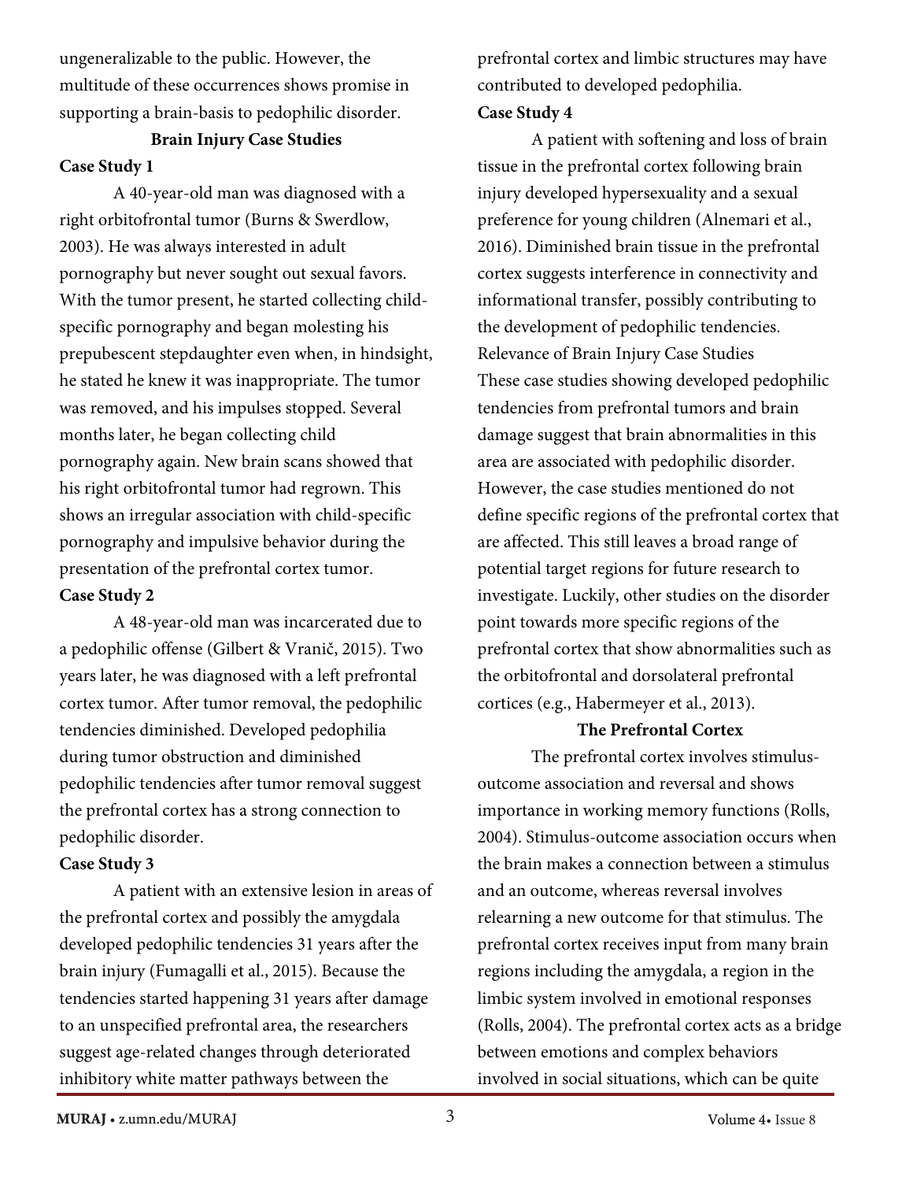ungeneralizable to the public. However, the multitude of these occurrences shows promise in supporting a brain-basis to pedophilic disorder.

## Brain Injury Case Studies

**Case Study 1**

A 40-year-old man was diagnosed with a right orbitofrontal tumor (Burns & Swerdlow, 2003). He was always interested in adult pornography but never sought out sexual favors. With the tumor present, he started collecting child-specific pornography and began molesting his prepubescent stepdaughter even when, in hindsight, he stated he knew it was inappropriate. The tumor was removed, and his impulses stopped. Several months later, he began collecting child pornography again. New brain scans showed that his right orbitofrontal tumor had regrown. This shows an irregular association with child-specific pornography and impulsive behavior during the presentation of the prefrontal cortex tumor.

**Case Study 2**

A 48-year-old man was incarcerated due to a pedophilic offense (Gilbert & Vranič, 2015). Two years later, he was diagnosed with a left prefrontal cortex tumor. After tumor removal, the pedophilic tendencies diminished. Developed pedophilia during tumor obstruction and diminished pedophilic tendencies after tumor removal suggest the prefrontal cortex has a strong connection to pedophilic disorder.

**Case Study 3**

A patient with an extensive lesion in areas of the prefrontal cortex and possibly the amygdala developed pedophilic tendencies 31 years after the brain injury (Fumagalli et al., 2015). Because the tendencies started happening 31 years after damage to an unspecified prefrontal area, the researchers suggest age-related changes through deteriorated inhibitory white matter pathways between the prefrontal cortex and limbic structures may have contributed to developed pedophilia.

**Case Study 4**

A patient with softening and loss of brain tissue in the prefrontal cortex following brain injury developed hypersexuality and a sexual preference for young children (Alnemari et al., 2016). Diminished brain tissue in the prefrontal cortex suggests interference in connectivity and informational transfer, possibly contributing to the development of pedophilic tendencies.

Relevance of Brain Injury Case Studies

These case studies showing developed pedophilic tendencies from prefrontal tumors and brain damage suggest that brain abnormalities in this area are associated with pedophilic disorder. However, the case studies mentioned do not define specific regions of the prefrontal cortex that are affected. This still leaves a broad range of potential target regions for future research to investigate. Luckily, other studies on the disorder point towards more specific regions of the prefrontal cortex that show abnormalities such as the orbitofrontal and dorsolateral prefrontal cortices (e.g., Habermeyer et al., 2013).

## The Prefrontal Cortex

The prefrontal cortex involves stimulus-outcome association and reversal and shows importance in working memory functions (Rolls, 2004). Stimulus-outcome association occurs when the brain makes a connection between a stimulus and an outcome, whereas reversal involves relearning a new outcome for that stimulus. The prefrontal cortex receives input from many brain regions including the amygdala, a region in the limbic system involved in emotional responses (Rolls, 2004). The prefrontal cortex acts as a bridge between emotions and complex behaviors involved in social situations, which can be quite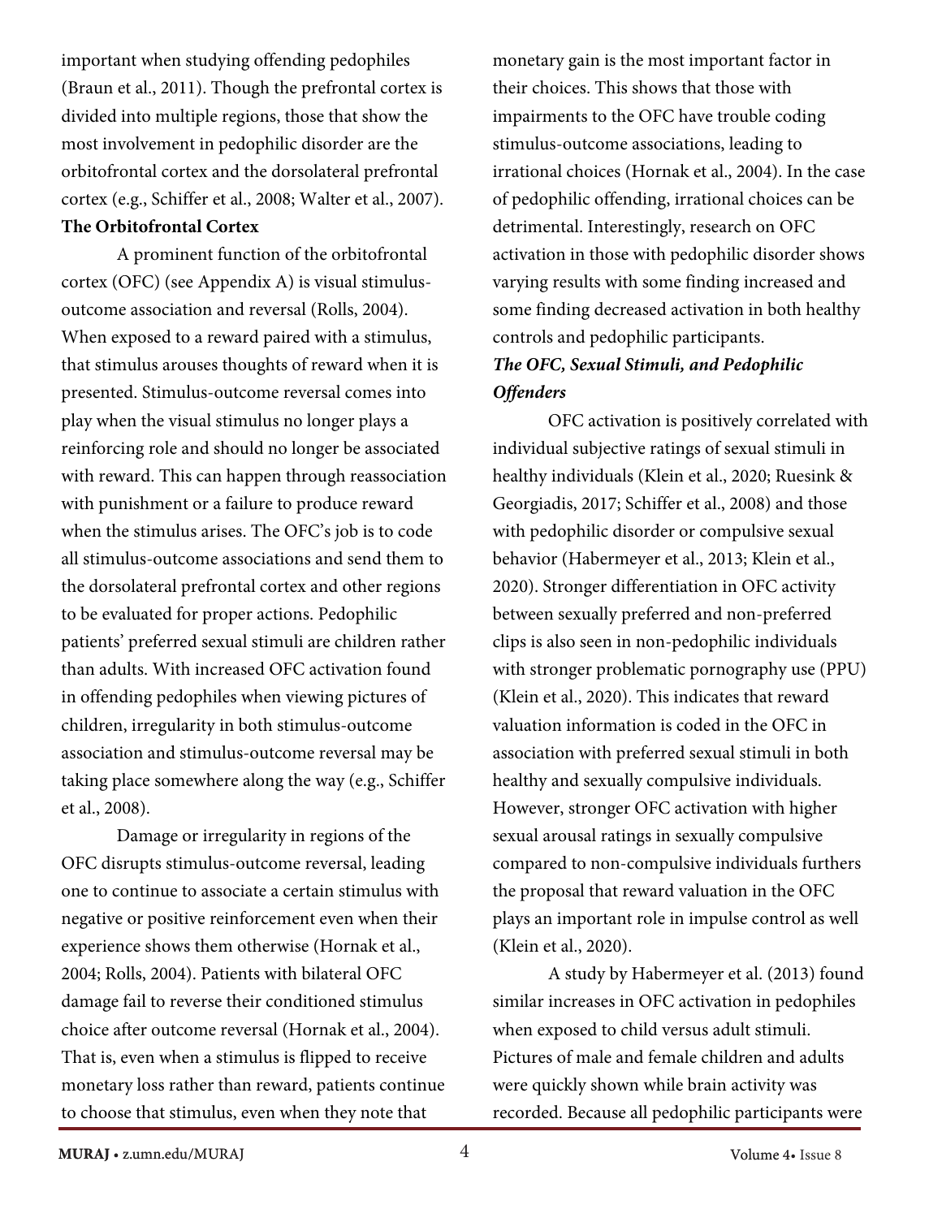important when studying offending pedophiles (Braun et al., 2011). Though the prefrontal cortex is divided into multiple regions, those that show the most involvement in pedophilic disorder are the orbitofrontal cortex and the dorsolateral prefrontal cortex (e.g., Schiffer et al., 2008; Walter et al., 2007).

### The Orbitofrontal Cortex

A prominent function of the orbitofrontal cortex (OFC) (see Appendix A) is visual stimulus-outcome association and reversal (Rolls, 2004). When exposed to a reward paired with a stimulus, that stimulus arouses thoughts of reward when it is presented. Stimulus-outcome reversal comes into play when the visual stimulus no longer plays a reinforcing role and should no longer be associated with reward. This can happen through reassociation with punishment or a failure to produce reward when the stimulus arises. The OFC's job is to code all stimulus-outcome associations and send them to the dorsolateral prefrontal cortex and other regions to be evaluated for proper actions. Pedophilic patients' preferred sexual stimuli are children rather than adults. With increased OFC activation found in offending pedophiles when viewing pictures of children, irregularity in both stimulus-outcome association and stimulus-outcome reversal may be taking place somewhere along the way (e.g., Schiffer et al., 2008).

Damage or irregularity in regions of the OFC disrupts stimulus-outcome reversal, leading one to continue to associate a certain stimulus with negative or positive reinforcement even when their experience shows them otherwise (Hornak et al., 2004; Rolls, 2004). Patients with bilateral OFC damage fail to reverse their conditioned stimulus choice after outcome reversal (Hornak et al., 2004). That is, even when a stimulus is flipped to receive monetary loss rather than reward, patients continue to choose that stimulus, even when they note that monetary gain is the most important factor in their choices. This shows that those with impairments to the OFC have trouble coding stimulus-outcome associations, leading to irrational choices (Hornak et al., 2004). In the case of pedophilic offending, irrational choices can be detrimental. Interestingly, research on OFC activation in those with pedophilic disorder shows varying results with some finding increased and some finding decreased activation in both healthy controls and pedophilic participants.

#### ***The OFC, Sexual Stimuli, and Pedophilic Offenders***

OFC activation is positively correlated with individual subjective ratings of sexual stimuli in healthy individuals (Klein et al., 2020; Ruesink & Georgiadis, 2017; Schiffer et al., 2008) and those with pedophilic disorder or compulsive sexual behavior (Habermeyer et al., 2013; Klein et al., 2020). Stronger differentiation in OFC activity between sexually preferred and non-preferred clips is also seen in non-pedophilic individuals with stronger problematic pornography use (PPU) (Klein et al., 2020). This indicates that reward valuation information is coded in the OFC in association with preferred sexual stimuli in both healthy and sexually compulsive individuals. However, stronger OFC activation with higher sexual arousal ratings in sexually compulsive compared to non-compulsive individuals furthers the proposal that reward valuation in the OFC plays an important role in impulse control as well (Klein et al., 2020).

A study by Habermeyer et al. (2013) found similar increases in OFC activation in pedophiles when exposed to child versus adult stimuli. Pictures of male and female children and adults were quickly shown while brain activity was recorded. Because all pedophilic participants were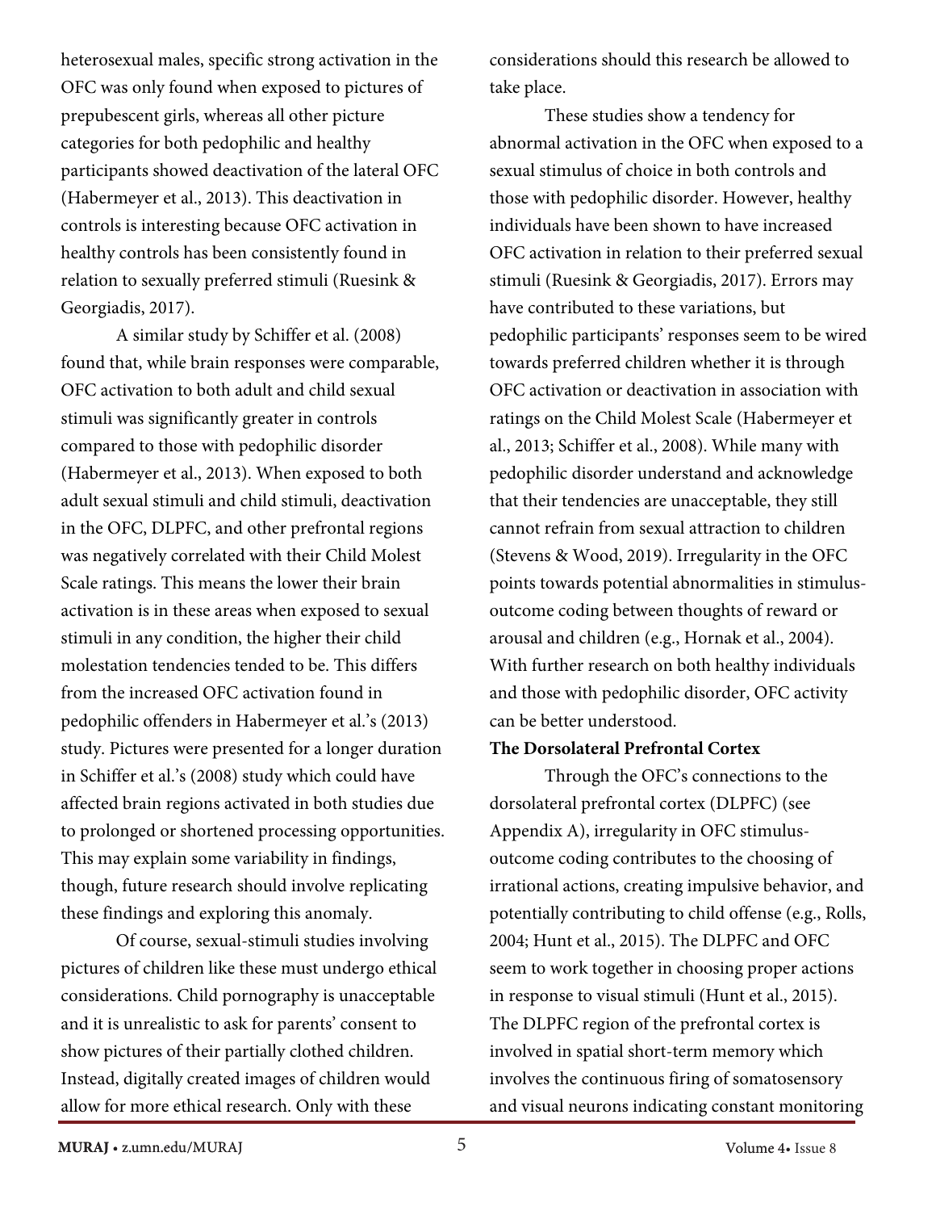heterosexual males, specific strong activation in the OFC was only found when exposed to pictures of prepubescent girls, whereas all other picture categories for both pedophilic and healthy participants showed deactivation of the lateral OFC (Habermeyer et al., 2013). This deactivation in controls is interesting because OFC activation in healthy controls has been consistently found in relation to sexually preferred stimuli (Ruesink & Georgiadis, 2017).

A similar study by Schiffer et al. (2008) found that, while brain responses were comparable, OFC activation to both adult and child sexual stimuli was significantly greater in controls compared to those with pedophilic disorder (Habermeyer et al., 2013). When exposed to both adult sexual stimuli and child stimuli, deactivation in the OFC, DLPFC, and other prefrontal regions was negatively correlated with their Child Molest Scale ratings. This means the lower their brain activation is in these areas when exposed to sexual stimuli in any condition, the higher their child molestation tendencies tended to be. This differs from the increased OFC activation found in pedophilic offenders in Habermeyer et al.'s (2013) study. Pictures were presented for a longer duration in Schiffer et al.'s (2008) study which could have affected brain regions activated in both studies due to prolonged or shortened processing opportunities. This may explain some variability in findings, though, future research should involve replicating these findings and exploring this anomaly.

Of course, sexual-stimuli studies involving pictures of children like these must undergo ethical considerations. Child pornography is unacceptable and it is unrealistic to ask for parents' consent to show pictures of their partially clothed children. Instead, digitally created images of children would allow for more ethical research. Only with these considerations should this research be allowed to take place.

These studies show a tendency for abnormal activation in the OFC when exposed to a sexual stimulus of choice in both controls and those with pedophilic disorder. However, healthy individuals have been shown to have increased OFC activation in relation to their preferred sexual stimuli (Ruesink & Georgiadis, 2017). Errors may have contributed to these variations, but pedophilic participants' responses seem to be wired towards preferred children whether it is through OFC activation or deactivation in association with ratings on the Child Molest Scale (Habermeyer et al., 2013; Schiffer et al., 2008). While many with pedophilic disorder understand and acknowledge that their tendencies are unacceptable, they still cannot refrain from sexual attraction to children (Stevens & Wood, 2019). Irregularity in the OFC points towards potential abnormalities in stimulus-outcome coding between thoughts of reward or arousal and children (e.g., Hornak et al., 2004). With further research on both healthy individuals and those with pedophilic disorder, OFC activity can be better understood.

**The Dorsolateral Prefrontal Cortex**

Through the OFC's connections to the dorsolateral prefrontal cortex (DLPFC) (see Appendix A), irregularity in OFC stimulus-outcome coding contributes to the choosing of irrational actions, creating impulsive behavior, and potentially contributing to child offense (e.g., Rolls, 2004; Hunt et al., 2015). The DLPFC and OFC seem to work together in choosing proper actions in response to visual stimuli (Hunt et al., 2015). The DLPFC region of the prefrontal cortex is involved in spatial short-term memory which involves the continuous firing of somatosensory and visual neurons indicating constant monitoring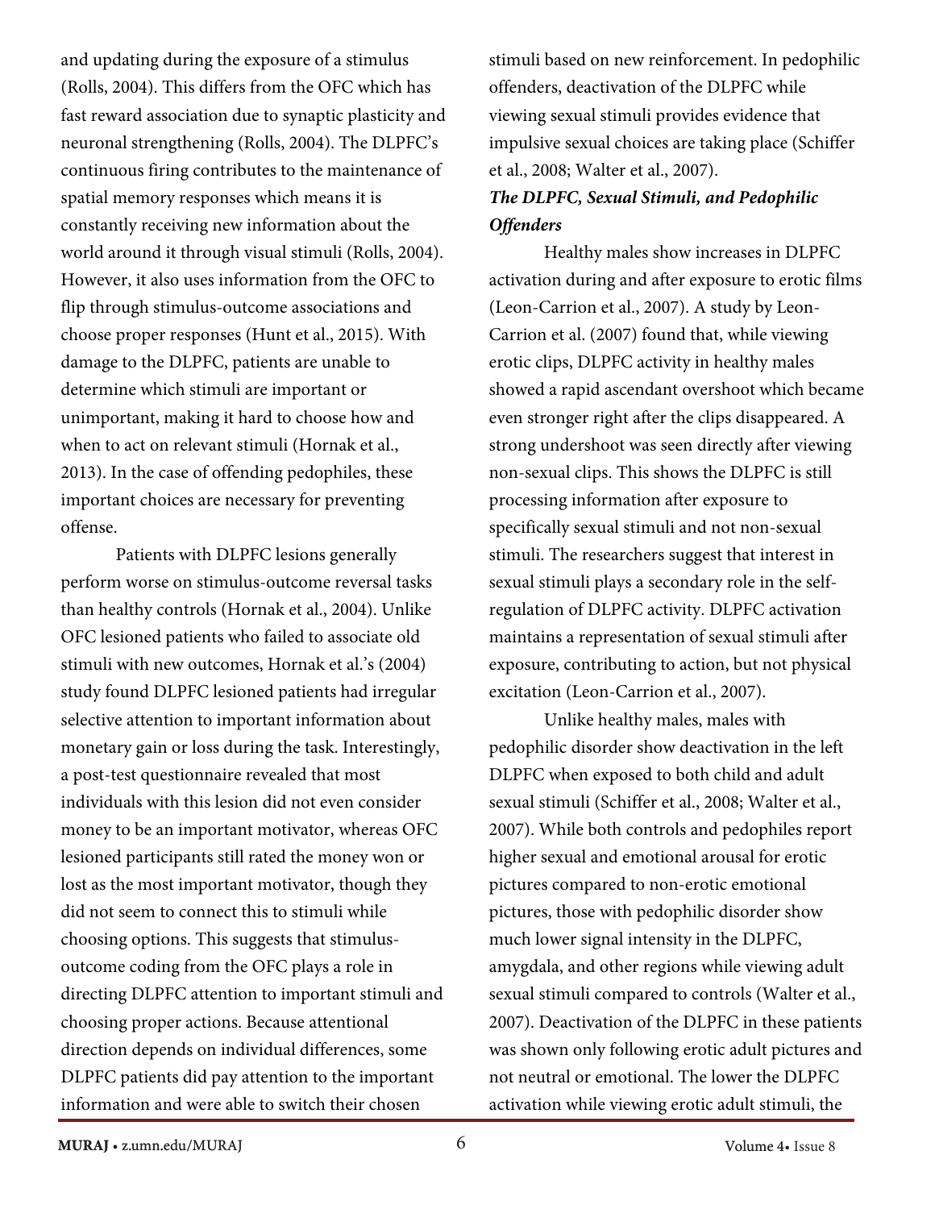and updating during the exposure of a stimulus (Rolls, 2004). This differs from the OFC which has fast reward association due to synaptic plasticity and neuronal strengthening (Rolls, 2004). The DLPFC's continuous firing contributes to the maintenance of spatial memory responses which means it is constantly receiving new information about the world around it through visual stimuli (Rolls, 2004). However, it also uses information from the OFC to flip through stimulus-outcome associations and choose proper responses (Hunt et al., 2015). With damage to the DLPFC, patients are unable to determine which stimuli are important or unimportant, making it hard to choose how and when to act on relevant stimuli (Hornak et al., 2013). In the case of offending pedophiles, these important choices are necessary for preventing offense.

Patients with DLPFC lesions generally perform worse on stimulus-outcome reversal tasks than healthy controls (Hornak et al., 2004). Unlike OFC lesioned patients who failed to associate old stimuli with new outcomes, Hornak et al.'s (2004) study found DLPFC lesioned patients had irregular selective attention to important information about monetary gain or loss during the task. Interestingly, a post-test questionnaire revealed that most individuals with this lesion did not even consider money to be an important motivator, whereas OFC lesioned participants still rated the money won or lost as the most important motivator, though they did not seem to connect this to stimuli while choosing options. This suggests that stimulus-outcome coding from the OFC plays a role in directing DLPFC attention to important stimuli and choosing proper actions. Because attentional direction depends on individual differences, some DLPFC patients did pay attention to the important information and were able to switch their chosen stimuli based on new reinforcement. In pedophilic offenders, deactivation of the DLPFC while viewing sexual stimuli provides evidence that impulsive sexual choices are taking place (Schiffer et al., 2008; Walter et al., 2007).

***The DLPFC, Sexual Stimuli, and Pedophilic Offenders***

Healthy males show increases in DLPFC activation during and after exposure to erotic films (Leon-Carrion et al., 2007). A study by Leon-Carrion et al. (2007) found that, while viewing erotic clips, DLPFC activity in healthy males showed a rapid ascendant overshoot which became even stronger right after the clips disappeared. A strong undershoot was seen directly after viewing non-sexual clips. This shows the DLPFC is still processing information after exposure to specifically sexual stimuli and not non-sexual stimuli. The researchers suggest that interest in sexual stimuli plays a secondary role in the self-regulation of DLPFC activity. DLPFC activation maintains a representation of sexual stimuli after exposure, contributing to action, but not physical excitation (Leon-Carrion et al., 2007).

Unlike healthy males, males with pedophilic disorder show deactivation in the left DLPFC when exposed to both child and adult sexual stimuli (Schiffer et al., 2008; Walter et al., 2007). While both controls and pedophiles report higher sexual and emotional arousal for erotic pictures compared to non-erotic emotional pictures, those with pedophilic disorder show much lower signal intensity in the DLPFC, amygdala, and other regions while viewing adult sexual stimuli compared to controls (Walter et al., 2007). Deactivation of the DLPFC in these patients was shown only following erotic adult pictures and not neutral or emotional. The lower the DLPFC activation while viewing erotic adult stimuli, the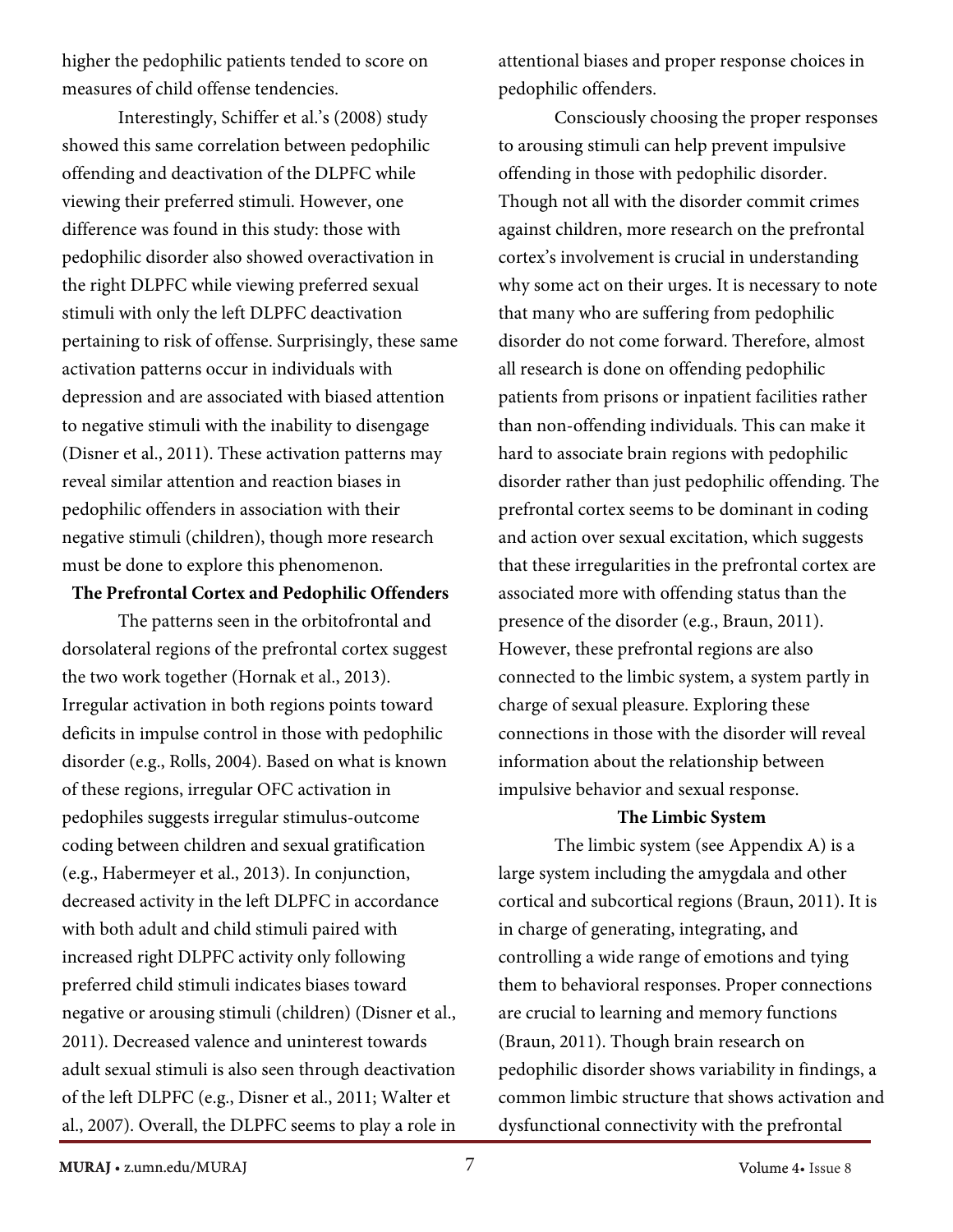higher the pedophilic patients tended to score on measures of child offense tendencies.

Interestingly, Schiffer et al.'s (2008) study showed this same correlation between pedophilic offending and deactivation of the DLPFC while viewing their preferred stimuli. However, one difference was found in this study: those with pedophilic disorder also showed overactivation in the right DLPFC while viewing preferred sexual stimuli with only the left DLPFC deactivation pertaining to risk of offense. Surprisingly, these same activation patterns occur in individuals with depression and are associated with biased attention to negative stimuli with the inability to disengage (Disner et al., 2011). These activation patterns may reveal similar attention and reaction biases in pedophilic offenders in association with their negative stimuli (children), though more research must be done to explore this phenomenon.

### The Prefrontal Cortex and Pedophilic Offenders

The patterns seen in the orbitofrontal and dorsolateral regions of the prefrontal cortex suggest the two work together (Hornak et al., 2013). Irregular activation in both regions points toward deficits in impulse control in those with pedophilic disorder (e.g., Rolls, 2004). Based on what is known of these regions, irregular OFC activation in pedophiles suggests irregular stimulus-outcome coding between children and sexual gratification (e.g., Habermeyer et al., 2013). In conjunction, decreased activity in the left DLPFC in accordance with both adult and child stimuli paired with increased right DLPFC activity only following preferred child stimuli indicates biases toward negative or arousing stimuli (children) (Disner et al., 2011). Decreased valence and uninterest towards adult sexual stimuli is also seen through deactivation of the left DLPFC (e.g., Disner et al., 2011; Walter et al., 2007). Overall, the DLPFC seems to play a role in attentional biases and proper response choices in pedophilic offenders.

Consciously choosing the proper responses to arousing stimuli can help prevent impulsive offending in those with pedophilic disorder. Though not all with the disorder commit crimes against children, more research on the prefrontal cortex's involvement is crucial in understanding why some act on their urges. It is necessary to note that many who are suffering from pedophilic disorder do not come forward. Therefore, almost all research is done on offending pedophilic patients from prisons or inpatient facilities rather than non-offending individuals. This can make it hard to associate brain regions with pedophilic disorder rather than just pedophilic offending. The prefrontal cortex seems to be dominant in coding and action over sexual excitation, which suggests that these irregularities in the prefrontal cortex are associated more with offending status than the presence of the disorder (e.g., Braun, 2011). However, these prefrontal regions are also connected to the limbic system, a system partly in charge of sexual pleasure. Exploring these connections in those with the disorder will reveal information about the relationship between impulsive behavior and sexual response.

### The Limbic System

The limbic system (see Appendix A) is a large system including the amygdala and other cortical and subcortical regions (Braun, 2011). It is in charge of generating, integrating, and controlling a wide range of emotions and tying them to behavioral responses. Proper connections are crucial to learning and memory functions (Braun, 2011). Though brain research on pedophilic disorder shows variability in findings, a common limbic structure that shows activation and dysfunctional connectivity with the prefrontal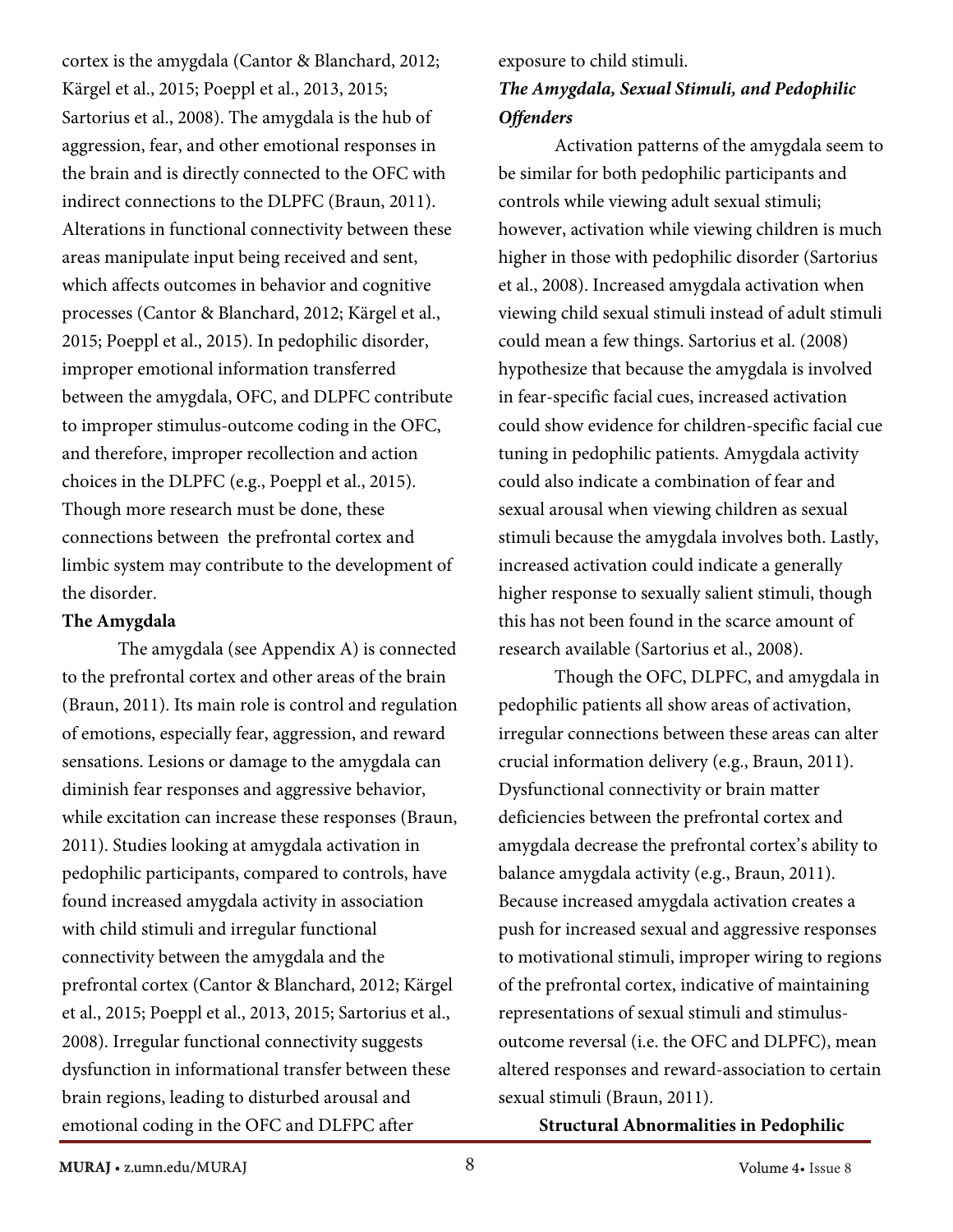cortex is the amygdala (Cantor & Blanchard, 2012; Kärgel et al., 2015; Poeppl et al., 2013, 2015; Sartorius et al., 2008). The amygdala is the hub of aggression, fear, and other emotional responses in the brain and is directly connected to the OFC with indirect connections to the DLPFC (Braun, 2011). Alterations in functional connectivity between these areas manipulate input being received and sent, which affects outcomes in behavior and cognitive processes (Cantor & Blanchard, 2012; Kärgel et al., 2015; Poeppl et al., 2015). In pedophilic disorder, improper emotional information transferred between the amygdala, OFC, and DLPFC contribute to improper stimulus-outcome coding in the OFC, and therefore, improper recollection and action choices in the DLPFC (e.g., Poeppl et al., 2015). Though more research must be done, these connections between the prefrontal cortex and limbic system may contribute to the development of the disorder.

**The Amygdala**

The amygdala (see Appendix A) is connected to the prefrontal cortex and other areas of the brain (Braun, 2011). Its main role is control and regulation of emotions, especially fear, aggression, and reward sensations. Lesions or damage to the amygdala can diminish fear responses and aggressive behavior, while excitation can increase these responses (Braun, 2011). Studies looking at amygdala activation in pedophilic participants, compared to controls, have found increased amygdala activity in association with child stimuli and irregular functional connectivity between the amygdala and the prefrontal cortex (Cantor & Blanchard, 2012; Kärgel et al., 2015; Poeppl et al., 2013, 2015; Sartorius et al., 2008). Irregular functional connectivity suggests dysfunction in informational transfer between these brain regions, leading to disturbed arousal and emotional coding in the OFC and DLFPC after exposure to child stimuli.

***The Amygdala, Sexual Stimuli, and Pedophilic Offenders***

Activation patterns of the amygdala seem to be similar for both pedophilic participants and controls while viewing adult sexual stimuli; however, activation while viewing children is much higher in those with pedophilic disorder (Sartorius et al., 2008). Increased amygdala activation when viewing child sexual stimuli instead of adult stimuli could mean a few things. Sartorius et al. (2008) hypothesize that because the amygdala is involved in fear-specific facial cues, increased activation could show evidence for children-specific facial cue tuning in pedophilic patients. Amygdala activity could also indicate a combination of fear and sexual arousal when viewing children as sexual stimuli because the amygdala involves both. Lastly, increased activation could indicate a generally higher response to sexually salient stimuli, though this has not been found in the scarce amount of research available (Sartorius et al., 2008).

Though the OFC, DLPFC, and amygdala in pedophilic patients all show areas of activation, irregular connections between these areas can alter crucial information delivery (e.g., Braun, 2011). Dysfunctional connectivity or brain matter deficiencies between the prefrontal cortex and amygdala decrease the prefrontal cortex's ability to balance amygdala activity (e.g., Braun, 2011). Because increased amygdala activation creates a push for increased sexual and aggressive responses to motivational stimuli, improper wiring to regions of the prefrontal cortex, indicative of maintaining representations of sexual stimuli and stimulus-outcome reversal (i.e. the OFC and DLPFC), mean altered responses and reward-association to certain sexual stimuli (Braun, 2011).

**Structural Abnormalities in Pedophilic**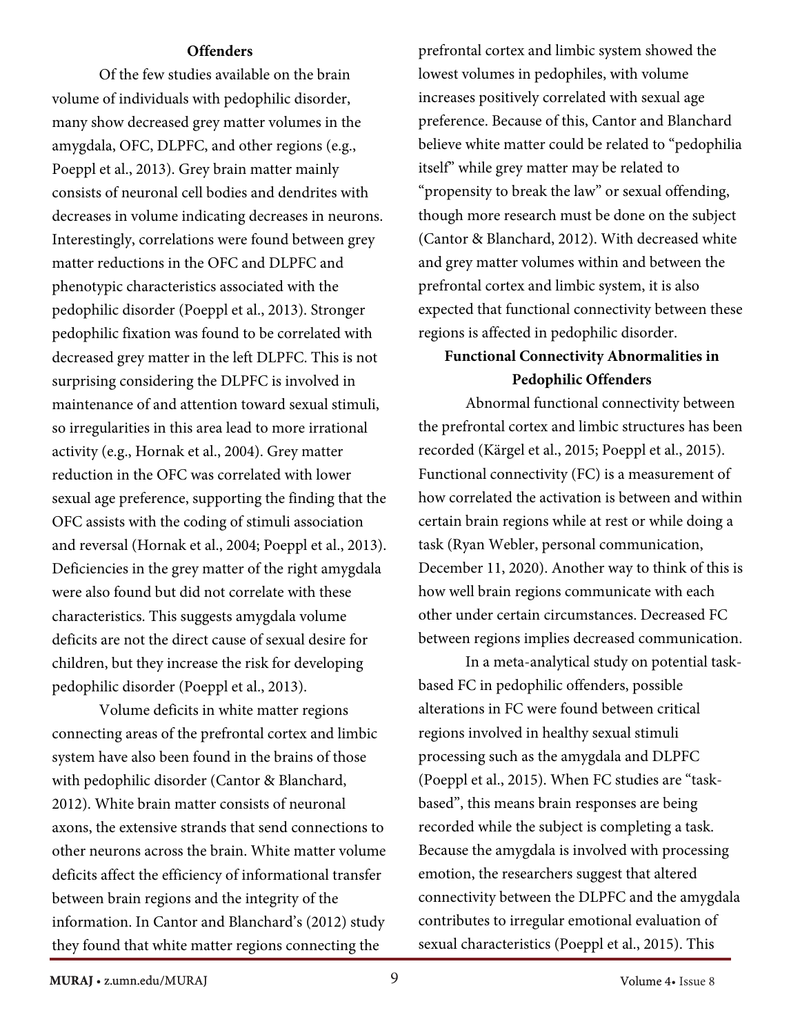**Offenders**

Of the few studies available on the brain volume of individuals with pedophilic disorder, many show decreased grey matter volumes in the amygdala, OFC, DLPFC, and other regions (e.g., Poeppl et al., 2013). Grey brain matter mainly consists of neuronal cell bodies and dendrites with decreases in volume indicating decreases in neurons. Interestingly, correlations were found between grey matter reductions in the OFC and DLPFC and phenotypic characteristics associated with the pedophilic disorder (Poeppl et al., 2013). Stronger pedophilic fixation was found to be correlated with decreased grey matter in the left DLPFC. This is not surprising considering the DLPFC is involved in maintenance of and attention toward sexual stimuli, so irregularities in this area lead to more irrational activity (e.g., Hornak et al., 2004). Grey matter reduction in the OFC was correlated with lower sexual age preference, supporting the finding that the OFC assists with the coding of stimuli association and reversal (Hornak et al., 2004; Poeppl et al., 2013). Deficiencies in the grey matter of the right amygdala were also found but did not correlate with these characteristics. This suggests amygdala volume deficits are not the direct cause of sexual desire for children, but they increase the risk for developing pedophilic disorder (Poeppl et al., 2013).

Volume deficits in white matter regions connecting areas of the prefrontal cortex and limbic system have also been found in the brains of those with pedophilic disorder (Cantor & Blanchard, 2012). White brain matter consists of neuronal axons, the extensive strands that send connections to other neurons across the brain. White matter volume deficits affect the efficiency of informational transfer between brain regions and the integrity of the information. In Cantor and Blanchard's (2012) study they found that white matter regions connecting the prefrontal cortex and limbic system showed the lowest volumes in pedophiles, with volume increases positively correlated with sexual age preference. Because of this, Cantor and Blanchard believe white matter could be related to "pedophilia itself" while grey matter may be related to "propensity to break the law" or sexual offending, though more research must be done on the subject (Cantor & Blanchard, 2012). With decreased white and grey matter volumes within and between the prefrontal cortex and limbic system, it is also expected that functional connectivity between these regions is affected in pedophilic disorder.

**Functional Connectivity Abnormalities in Pedophilic Offenders**

Abnormal functional connectivity between the prefrontal cortex and limbic structures has been recorded (Kärgel et al., 2015; Poeppl et al., 2015). Functional connectivity (FC) is a measurement of how correlated the activation is between and within certain brain regions while at rest or while doing a task (Ryan Webler, personal communication, December 11, 2020). Another way to think of this is how well brain regions communicate with each other under certain circumstances. Decreased FC between regions implies decreased communication.

In a meta-analytical study on potential task-based FC in pedophilic offenders, possible alterations in FC were found between critical regions involved in healthy sexual stimuli processing such as the amygdala and DLPFC (Poeppl et al., 2015). When FC studies are "task-based", this means brain responses are being recorded while the subject is completing a task. Because the amygdala is involved with processing emotion, the researchers suggest that altered connectivity between the DLPFC and the amygdala contributes to irregular emotional evaluation of sexual characteristics (Poeppl et al., 2015). This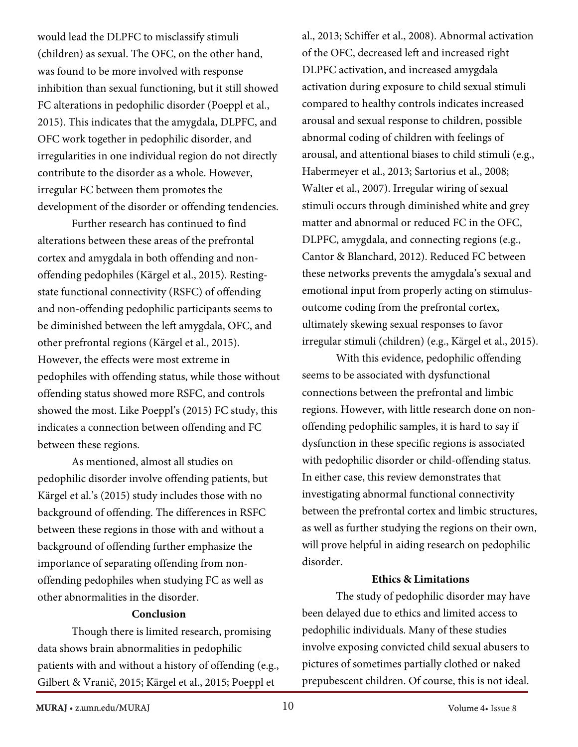would lead the DLPFC to misclassify stimuli (children) as sexual. The OFC, on the other hand, was found to be more involved with response inhibition than sexual functioning, but it still showed FC alterations in pedophilic disorder (Poeppl et al., 2015). This indicates that the amygdala, DLPFC, and OFC work together in pedophilic disorder, and irregularities in one individual region do not directly contribute to the disorder as a whole. However, irregular FC between them promotes the development of the disorder or offending tendencies.

Further research has continued to find alterations between these areas of the prefrontal cortex and amygdala in both offending and non-offending pedophiles (Kärgel et al., 2015). Resting-state functional connectivity (RSFC) of offending and non-offending pedophilic participants seems to be diminished between the left amygdala, OFC, and other prefrontal regions (Kärgel et al., 2015). However, the effects were most extreme in pedophiles with offending status, while those without offending status showed more RSFC, and controls showed the most. Like Poeppl's (2015) FC study, this indicates a connection between offending and FC between these regions.

As mentioned, almost all studies on pedophilic disorder involve offending patients, but Kärgel et al.'s (2015) study includes those with no background of offending. The differences in RSFC between these regions in those with and without a background of offending further emphasize the importance of separating offending from non-offending pedophiles when studying FC as well as other abnormalities in the disorder.

## Conclusion

Though there is limited research, promising data shows brain abnormalities in pedophilic patients with and without a history of offending (e.g., Gilbert & Vranič, 2015; Kärgel et al., 2015; Poeppl et al., 2013; Schiffer et al., 2008). Abnormal activation of the OFC, decreased left and increased right DLPFC activation, and increased amygdala activation during exposure to child sexual stimuli compared to healthy controls indicates increased arousal and sexual response to children, possible abnormal coding of children with feelings of arousal, and attentional biases to child stimuli (e.g., Habermeyer et al., 2013; Sartorius et al., 2008; Walter et al., 2007). Irregular wiring of sexual stimuli occurs through diminished white and grey matter and abnormal or reduced FC in the OFC, DLPFC, amygdala, and connecting regions (e.g., Cantor & Blanchard, 2012). Reduced FC between these networks prevents the amygdala's sexual and emotional input from properly acting on stimulus-outcome coding from the prefrontal cortex, ultimately skewing sexual responses to favor irregular stimuli (children) (e.g., Kärgel et al., 2015).

With this evidence, pedophilic offending seems to be associated with dysfunctional connections between the prefrontal and limbic regions. However, with little research done on non-offending pedophilic samples, it is hard to say if dysfunction in these specific regions is associated with pedophilic disorder or child-offending status. In either case, this review demonstrates that investigating abnormal functional connectivity between the prefrontal cortex and limbic structures, as well as further studying the regions on their own, will prove helpful in aiding research on pedophilic disorder.

## Ethics & Limitations

The study of pedophilic disorder may have been delayed due to ethics and limited access to pedophilic individuals. Many of these studies involve exposing convicted child sexual abusers to pictures of sometimes partially clothed or naked prepubescent children. Of course, this is not ideal.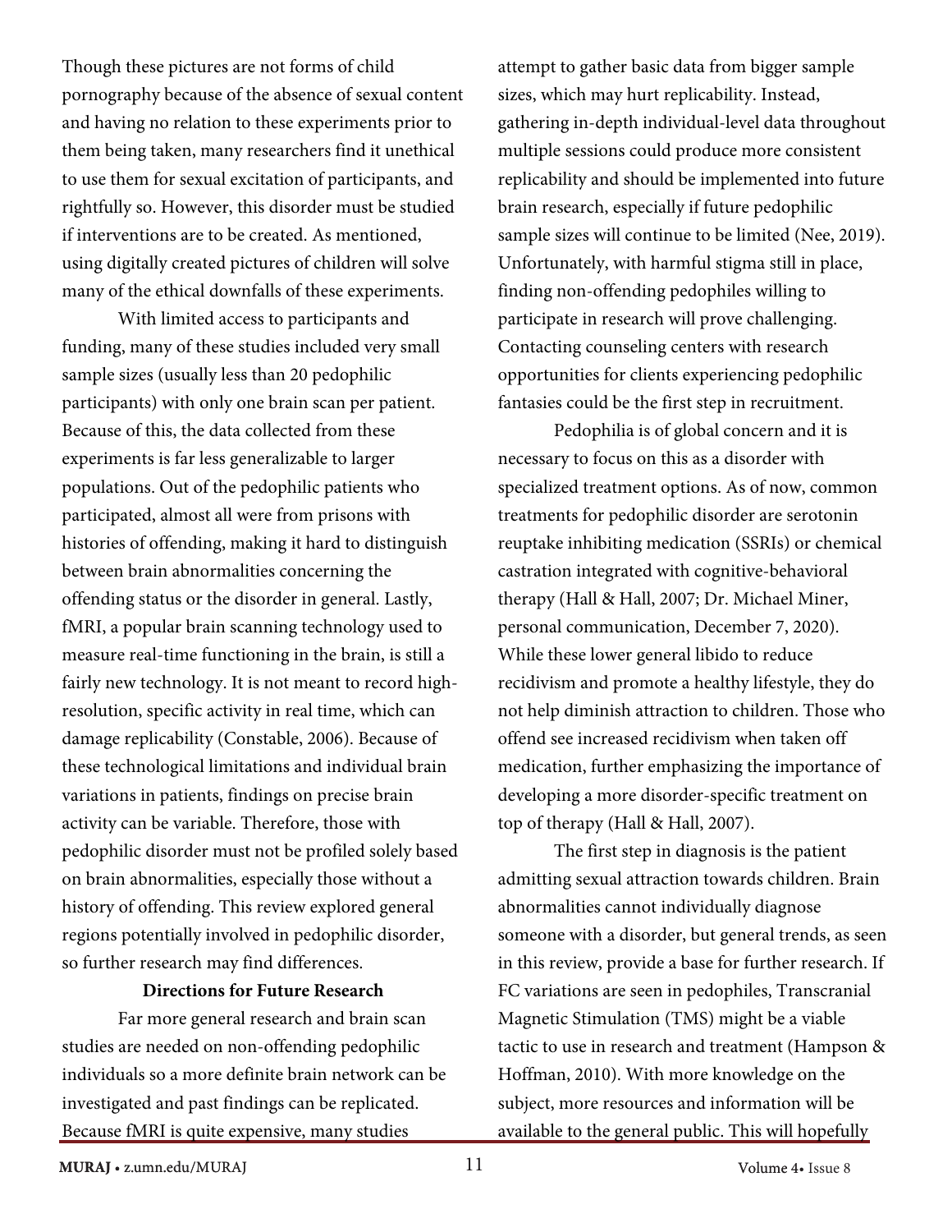Though these pictures are not forms of child pornography because of the absence of sexual content and having no relation to these experiments prior to them being taken, many researchers find it unethical to use them for sexual excitation of participants, and rightfully so. However, this disorder must be studied if interventions are to be created. As mentioned, using digitally created pictures of children will solve many of the ethical downfalls of these experiments.

With limited access to participants and funding, many of these studies included very small sample sizes (usually less than 20 pedophilic participants) with only one brain scan per patient. Because of this, the data collected from these experiments is far less generalizable to larger populations. Out of the pedophilic patients who participated, almost all were from prisons with histories of offending, making it hard to distinguish between brain abnormalities concerning the offending status or the disorder in general. Lastly, fMRI, a popular brain scanning technology used to measure real-time functioning in the brain, is still a fairly new technology. It is not meant to record high-resolution, specific activity in real time, which can damage replicability (Constable, 2006). Because of these technological limitations and individual brain variations in patients, findings on precise brain activity can be variable. Therefore, those with pedophilic disorder must not be profiled solely based on brain abnormalities, especially those without a history of offending. This review explored general regions potentially involved in pedophilic disorder, so further research may find differences.

**Directions for Future Research**

Far more general research and brain scan studies are needed on non-offending pedophilic individuals so a more definite brain network can be investigated and past findings can be replicated. Because fMRI is quite expensive, many studies attempt to gather basic data from bigger sample sizes, which may hurt replicability. Instead, gathering in-depth individual-level data throughout multiple sessions could produce more consistent replicability and should be implemented into future brain research, especially if future pedophilic sample sizes will continue to be limited (Nee, 2019). Unfortunately, with harmful stigma still in place, finding non-offending pedophiles willing to participate in research will prove challenging. Contacting counseling centers with research opportunities for clients experiencing pedophilic fantasies could be the first step in recruitment.

Pedophilia is of global concern and it is necessary to focus on this as a disorder with specialized treatment options. As of now, common treatments for pedophilic disorder are serotonin reuptake inhibiting medication (SSRIs) or chemical castration integrated with cognitive-behavioral therapy (Hall & Hall, 2007; Dr. Michael Miner, personal communication, December 7, 2020). While these lower general libido to reduce recidivism and promote a healthy lifestyle, they do not help diminish attraction to children. Those who offend see increased recidivism when taken off medication, further emphasizing the importance of developing a more disorder-specific treatment on top of therapy (Hall & Hall, 2007).

The first step in diagnosis is the patient admitting sexual attraction towards children. Brain abnormalities cannot individually diagnose someone with a disorder, but general trends, as seen in this review, provide a base for further research. If FC variations are seen in pedophiles, Transcranial Magnetic Stimulation (TMS) might be a viable tactic to use in research and treatment (Hampson & Hoffman, 2010). With more knowledge on the subject, more resources and information will be available to the general public. This will hopefully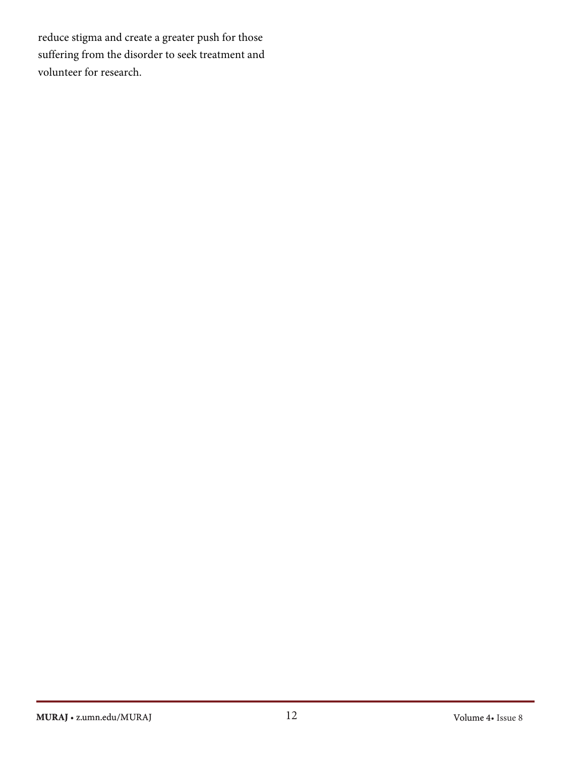reduce stigma and create a greater push for those suffering from the disorder to seek treatment and volunteer for research.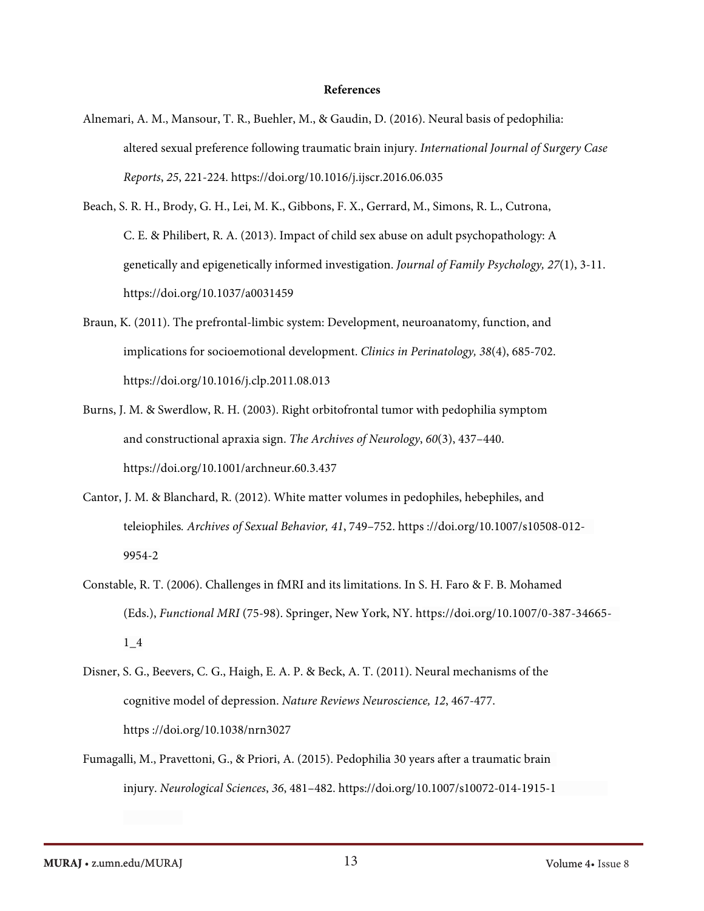**References**

Alnemari, A. M., Mansour, T. R., Buehler, M., & Gaudin, D. (2016). Neural basis of pedophilia: altered sexual preference following traumatic brain injury. *International Journal of Surgery Case Reports*, *25*, 221-224. https://doi.org/10.1016/j.ijscr.2016.06.035

Beach, S. R. H., Brody, G. H., Lei, M. K., Gibbons, F. X., Gerrard, M., Simons, R. L., Cutrona, C. E. & Philibert, R. A. (2013). Impact of child sex abuse on adult psychopathology: A genetically and epigenetically informed investigation. *Journal of Family Psychology, 27*(1), 3-11. https://doi.org/10.1037/a0031459

Braun, K. (2011). The prefrontal-limbic system: Development, neuroanatomy, function, and implications for socioemotional development. *Clinics in Perinatology, 38*(4), 685-702. https://doi.org/10.1016/j.clp.2011.08.013

Burns, J. M. & Swerdlow, R. H. (2003). Right orbitofrontal tumor with pedophilia symptom and constructional apraxia sign. *The Archives of Neurology*, *60*(3), 437–440. https://doi.org/10.1001/archneur.60.3.437

Cantor, J. M. & Blanchard, R. (2012). White matter volumes in pedophiles, hebephiles, and teleiophiles*. Archives of Sexual Behavior, 41*, 749–752. https ://doi.org/10.1007/s10508-012-9954-2

Constable, R. T. (2006). Challenges in fMRI and its limitations. In S. H. Faro & F. B. Mohamed (Eds.), *Functional MRI* (75-98). Springer, New York, NY. https://doi.org/10.1007/0-387-34665-1_4

Disner, S. G., Beevers, C. G., Haigh, E. A. P. & Beck, A. T. (2011). Neural mechanisms of the cognitive model of depression. *Nature Reviews Neuroscience, 12*, 467-477. https ://doi.org/10.1038/nrn3027

Fumagalli, M., Pravettoni, G., & Priori, A. (2015). Pedophilia 30 years after a traumatic brain injury. *Neurological Sciences*, *36*, 481–482. https://doi.org/10.1007/s10072-014-1915-1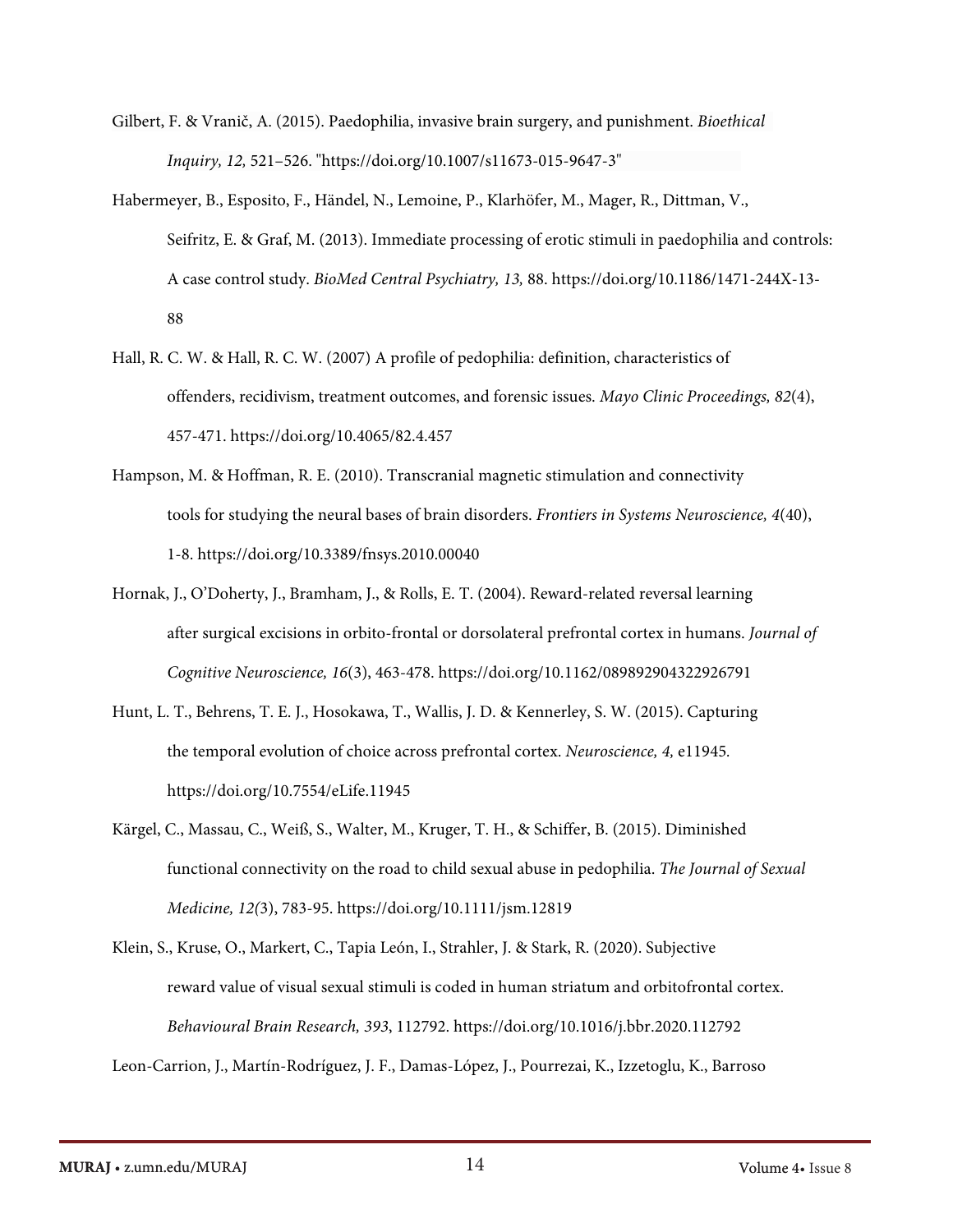Gilbert, F. & Vranič, A. (2015). Paedophilia, invasive brain surgery, and punishment. *Bioethical Inquiry, 12,* 521–526. "https://doi.org/10.1007/s11673-015-9647-3"

Habermeyer, B., Esposito, F., Händel, N., Lemoine, P., Klarhöfer, M., Mager, R., Dittman, V., Seifritz, E. & Graf, M. (2013). Immediate processing of erotic stimuli in paedophilia and controls: A case control study. *BioMed Central Psychiatry, 13,* 88. https://doi.org/10.1186/1471-244X-13-88

Hall, R. C. W. & Hall, R. C. W. (2007) A profile of pedophilia: definition, characteristics of offenders, recidivism, treatment outcomes, and forensic issues. *Mayo Clinic Proceedings, 82*(4), 457-471. https://doi.org/10.4065/82.4.457

Hampson, M. & Hoffman, R. E. (2010). Transcranial magnetic stimulation and connectivity tools for studying the neural bases of brain disorders. *Frontiers in Systems Neuroscience, 4*(40), 1-8. https://doi.org/10.3389/fnsys.2010.00040

Hornak, J., O'Doherty, J., Bramham, J., & Rolls, E. T. (2004). Reward-related reversal learning after surgical excisions in orbito-frontal or dorsolateral prefrontal cortex in humans. *Journal of Cognitive Neuroscience, 16*(3), 463-478. https://doi.org/10.1162/089892904322926791

Hunt, L. T., Behrens, T. E. J., Hosokawa, T., Wallis, J. D. & Kennerley, S. W. (2015). Capturing the temporal evolution of choice across prefrontal cortex. *Neuroscience, 4,* e11945. https://doi.org/10.7554/eLife.11945

Kärgel, C., Massau, C., Weiß, S., Walter, M., Kruger, T. H., & Schiffer, B. (2015). Diminished functional connectivity on the road to child sexual abuse in pedophilia. *The Journal of Sexual Medicine, 12(*3), 783-95. https://doi.org/10.1111/jsm.12819

Klein, S., Kruse, O., Markert, C., Tapia León, I., Strahler, J. & Stark, R. (2020). Subjective reward value of visual sexual stimuli is coded in human striatum and orbitofrontal cortex. *Behavioural Brain Research, 393*, 112792. https://doi.org/10.1016/j.bbr.2020.112792

Leon-Carrion, J., Martín-Rodríguez, J. F., Damas-López, J., Pourrezai, K., Izzetoglu, K., Barroso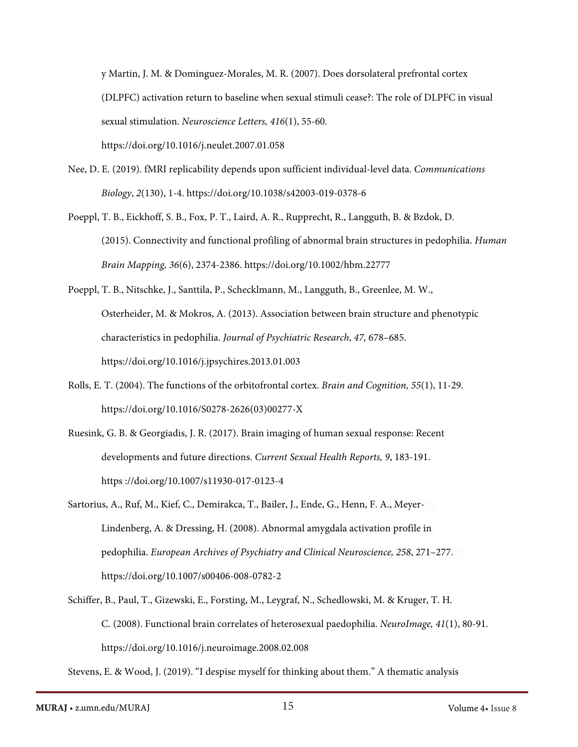y Martin, J. M. & Dominguez-Morales, M. R. (2007). Does dorsolateral prefrontal cortex (DLPFC) activation return to baseline when sexual stimuli cease?: The role of DLPFC in visual sexual stimulation. *Neuroscience Letters, 416*(1), 55-60. https://doi.org/10.1016/j.neulet.2007.01.058

Nee, D. E. (2019). fMRI replicability depends upon sufficient individual-level data. *Communications Biology*, *2*(130), 1-4. https://doi.org/10.1038/s42003-019-0378-6

Poeppl, T. B., Eickhoff, S. B., Fox, P. T., Laird, A. R., Rupprecht, R., Langguth, B. & Bzdok, D. (2015). Connectivity and functional profiling of abnormal brain structures in pedophilia. *Human Brain Mapping, 36*(6), 2374-2386. https://doi.org/10.1002/hbm.22777

Poeppl, T. B., Nitschke, J., Santtila, P., Schecklmann, M., Langguth, B., Greenlee, M. W., Osterheider, M. & Mokros, A. (2013). Association between brain structure and phenotypic characteristics in pedophilia. *Journal of Psychiatric Research*, *47,* 678–685. https://doi.org/10.1016/j.jpsychires.2013.01.003

Rolls, E. T. (2004). The functions of the orbitofrontal cortex. *Brain and Cognition, 55*(1), 11-29. https://doi.org/10.1016/S0278-2626(03)00277-X

Ruesink, G. B. & Georgiadis, J. R. (2017). Brain imaging of human sexual response: Recent developments and future directions. *Current Sexual Health Reports, 9*, 183-191. https ://doi.org/10.1007/s11930-017-0123-4

Sartorius, A., Ruf, M., Kief, C., Demirakca, T., Bailer, J., Ende, G., Henn, F. A., Meyer-Lindenberg, A. & Dressing, H. (2008). Abnormal amygdala activation profile in pedophilia. *European Archives of Psychiatry and Clinical Neuroscience, 258*, 271–277. https://doi.org/10.1007/s00406-008-0782-2

Schiffer, B., Paul, T., Gizewski, E., Forsting, M., Leygraf, N., Schedlowski, M. & Kruger, T. H. C. (2008). Functional brain correlates of heterosexual paedophilia. *NeuroImage, 41*(1), 80-91. https://doi.org/10.1016/j.neuroimage.2008.02.008

Stevens, E. & Wood, J. (2019). "I despise myself for thinking about them." A thematic analysis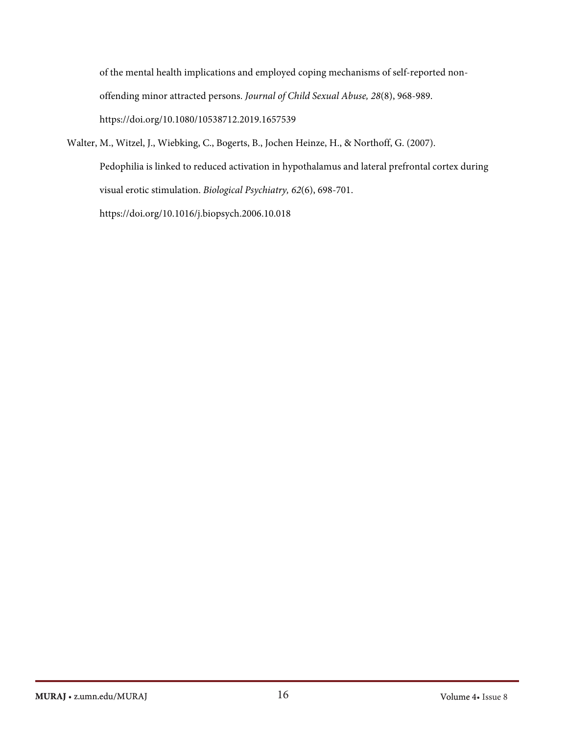of the mental health implications and employed coping mechanisms of self-reported non-offending minor attracted persons. *Journal of Child Sexual Abuse, 28*(8), 968-989. https://doi.org/10.1080/10538712.2019.1657539

Walter, M., Witzel, J., Wiebking, C., Bogerts, B., Jochen Heinze, H., & Northoff, G. (2007). Pedophilia is linked to reduced activation in hypothalamus and lateral prefrontal cortex during visual erotic stimulation. *Biological Psychiatry, 62*(6), 698-701. https://doi.org/10.1016/j.biopsych.2006.10.018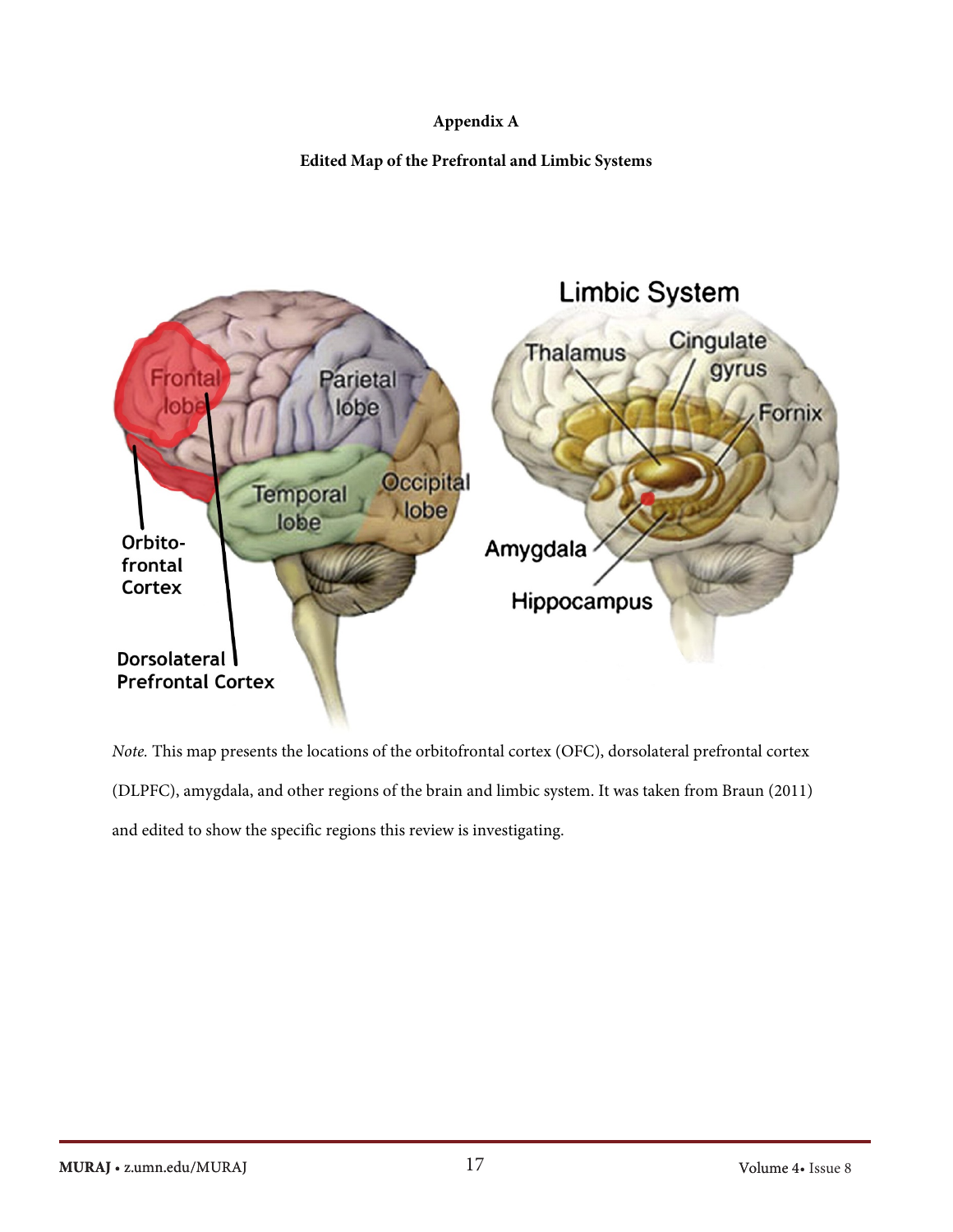**Appendix A**

**Edited Map of the Prefrontal and Limbic Systems**

*Note.* This map presents the locations of the orbitofrontal cortex (OFC), dorsolateral prefrontal cortex (DLPFC), amygdala, and other regions of the brain and limbic system. It was taken from Braun (2011) and edited to show the specific regions this review is investigating.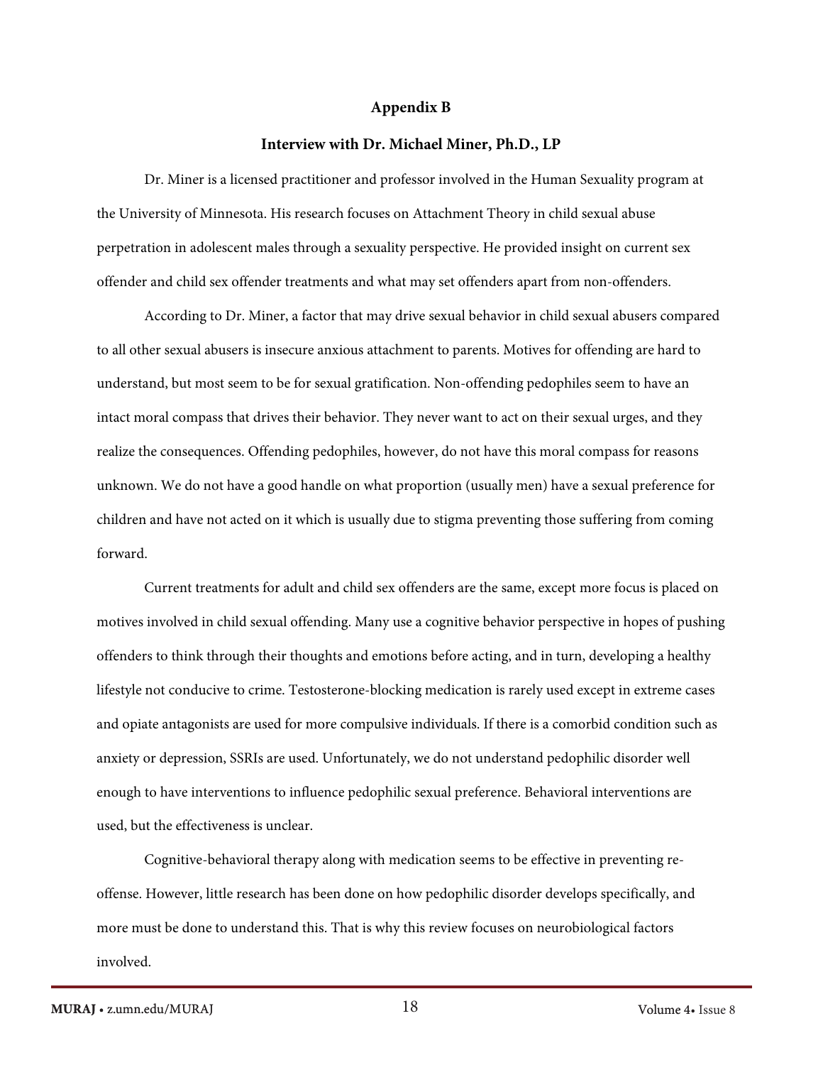## Appendix B

### Interview with Dr. Michael Miner, Ph.D., LP

Dr. Miner is a licensed practitioner and professor involved in the Human Sexuality program at the University of Minnesota. His research focuses on Attachment Theory in child sexual abuse perpetration in adolescent males through a sexuality perspective. He provided insight on current sex offender and child sex offender treatments and what may set offenders apart from non-offenders.

According to Dr. Miner, a factor that may drive sexual behavior in child sexual abusers compared to all other sexual abusers is insecure anxious attachment to parents. Motives for offending are hard to understand, but most seem to be for sexual gratification. Non-offending pedophiles seem to have an intact moral compass that drives their behavior. They never want to act on their sexual urges, and they realize the consequences. Offending pedophiles, however, do not have this moral compass for reasons unknown. We do not have a good handle on what proportion (usually men) have a sexual preference for children and have not acted on it which is usually due to stigma preventing those suffering from coming forward.

Current treatments for adult and child sex offenders are the same, except more focus is placed on motives involved in child sexual offending. Many use a cognitive behavior perspective in hopes of pushing offenders to think through their thoughts and emotions before acting, and in turn, developing a healthy lifestyle not conducive to crime. Testosterone-blocking medication is rarely used except in extreme cases and opiate antagonists are used for more compulsive individuals. If there is a comorbid condition such as anxiety or depression, SSRIs are used. Unfortunately, we do not understand pedophilic disorder well enough to have interventions to influence pedophilic sexual preference. Behavioral interventions are used, but the effectiveness is unclear.

Cognitive-behavioral therapy along with medication seems to be effective in preventing re-offense. However, little research has been done on how pedophilic disorder develops specifically, and more must be done to understand this. That is why this review focuses on neurobiological factors involved.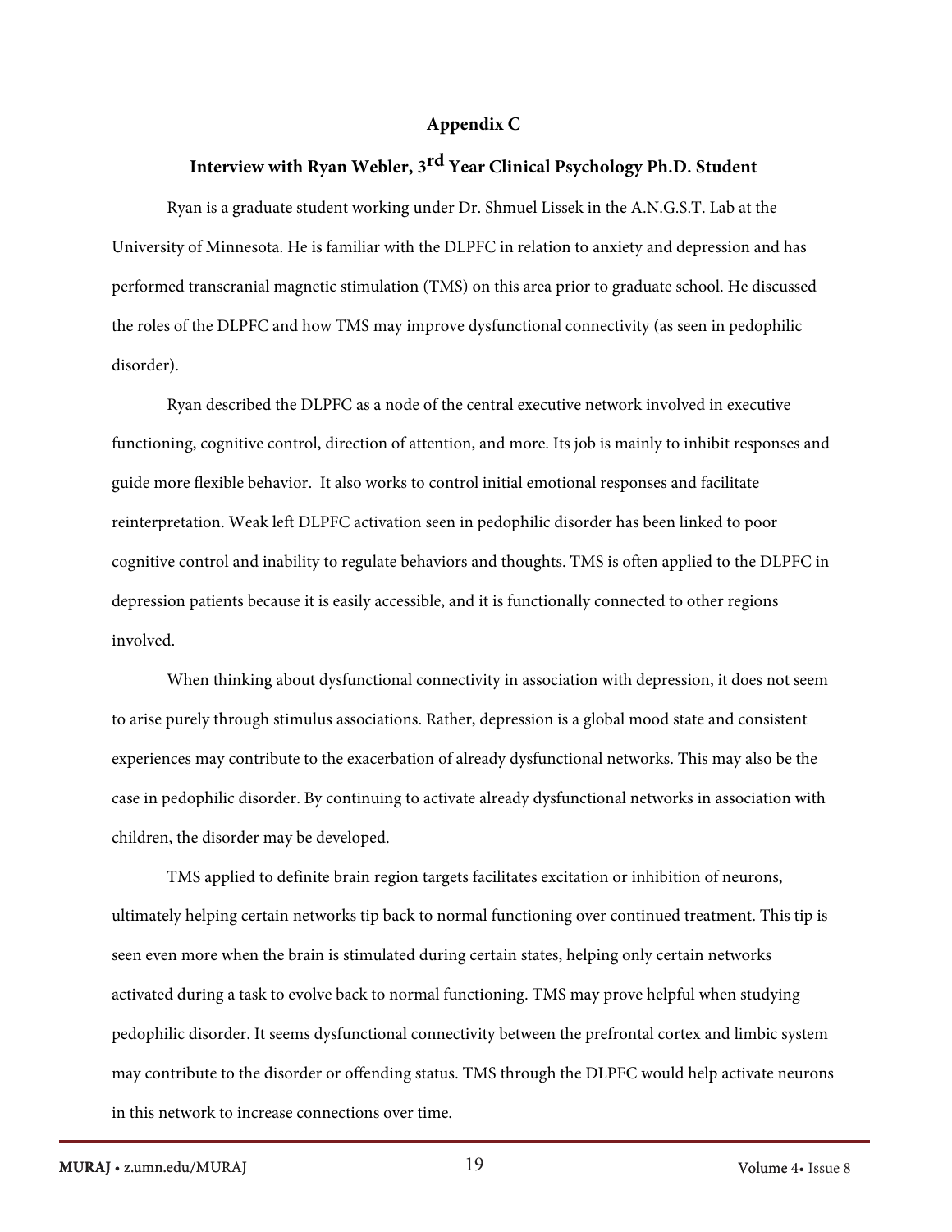## Appendix C

## Interview with Ryan Webler, 3rd Year Clinical Psychology Ph.D. Student

Ryan is a graduate student working under Dr. Shmuel Lissek in the A.N.G.S.T. Lab at the University of Minnesota. He is familiar with the DLPFC in relation to anxiety and depression and has performed transcranial magnetic stimulation (TMS) on this area prior to graduate school. He discussed the roles of the DLPFC and how TMS may improve dysfunctional connectivity (as seen in pedophilic disorder).

Ryan described the DLPFC as a node of the central executive network involved in executive functioning, cognitive control, direction of attention, and more. Its job is mainly to inhibit responses and guide more flexible behavior. It also works to control initial emotional responses and facilitate reinterpretation. Weak left DLPFC activation seen in pedophilic disorder has been linked to poor cognitive control and inability to regulate behaviors and thoughts. TMS is often applied to the DLPFC in depression patients because it is easily accessible, and it is functionally connected to other regions involved.

When thinking about dysfunctional connectivity in association with depression, it does not seem to arise purely through stimulus associations. Rather, depression is a global mood state and consistent experiences may contribute to the exacerbation of already dysfunctional networks. This may also be the case in pedophilic disorder. By continuing to activate already dysfunctional networks in association with children, the disorder may be developed.

TMS applied to definite brain region targets facilitates excitation or inhibition of neurons, ultimately helping certain networks tip back to normal functioning over continued treatment. This tip is seen even more when the brain is stimulated during certain states, helping only certain networks activated during a task to evolve back to normal functioning. TMS may prove helpful when studying pedophilic disorder. It seems dysfunctional connectivity between the prefrontal cortex and limbic system may contribute to the disorder or offending status. TMS through the DLPFC would help activate neurons in this network to increase connections over time.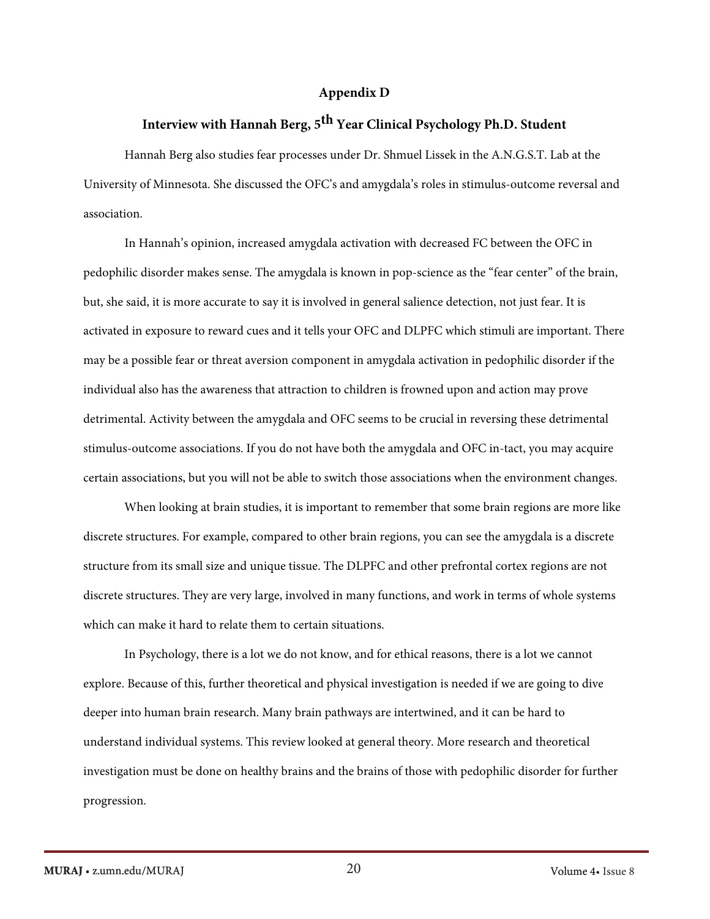## Appendix D

## Interview with Hannah Berg, 5th Year Clinical Psychology Ph.D. Student

Hannah Berg also studies fear processes under Dr. Shmuel Lissek in the A.N.G.S.T. Lab at the University of Minnesota. She discussed the OFC's and amygdala's roles in stimulus-outcome reversal and association.

In Hannah's opinion, increased amygdala activation with decreased FC between the OFC in pedophilic disorder makes sense. The amygdala is known in pop-science as the "fear center" of the brain, but, she said, it is more accurate to say it is involved in general salience detection, not just fear. It is activated in exposure to reward cues and it tells your OFC and DLPFC which stimuli are important. There may be a possible fear or threat aversion component in amygdala activation in pedophilic disorder if the individual also has the awareness that attraction to children is frowned upon and action may prove detrimental. Activity between the amygdala and OFC seems to be crucial in reversing these detrimental stimulus-outcome associations. If you do not have both the amygdala and OFC in-tact, you may acquire certain associations, but you will not be able to switch those associations when the environment changes.

When looking at brain studies, it is important to remember that some brain regions are more like discrete structures. For example, compared to other brain regions, you can see the amygdala is a discrete structure from its small size and unique tissue. The DLPFC and other prefrontal cortex regions are not discrete structures. They are very large, involved in many functions, and work in terms of whole systems which can make it hard to relate them to certain situations.

In Psychology, there is a lot we do not know, and for ethical reasons, there is a lot we cannot explore. Because of this, further theoretical and physical investigation is needed if we are going to dive deeper into human brain research. Many brain pathways are intertwined, and it can be hard to understand individual systems. This review looked at general theory. More research and theoretical investigation must be done on healthy brains and the brains of those with pedophilic disorder for further progression.